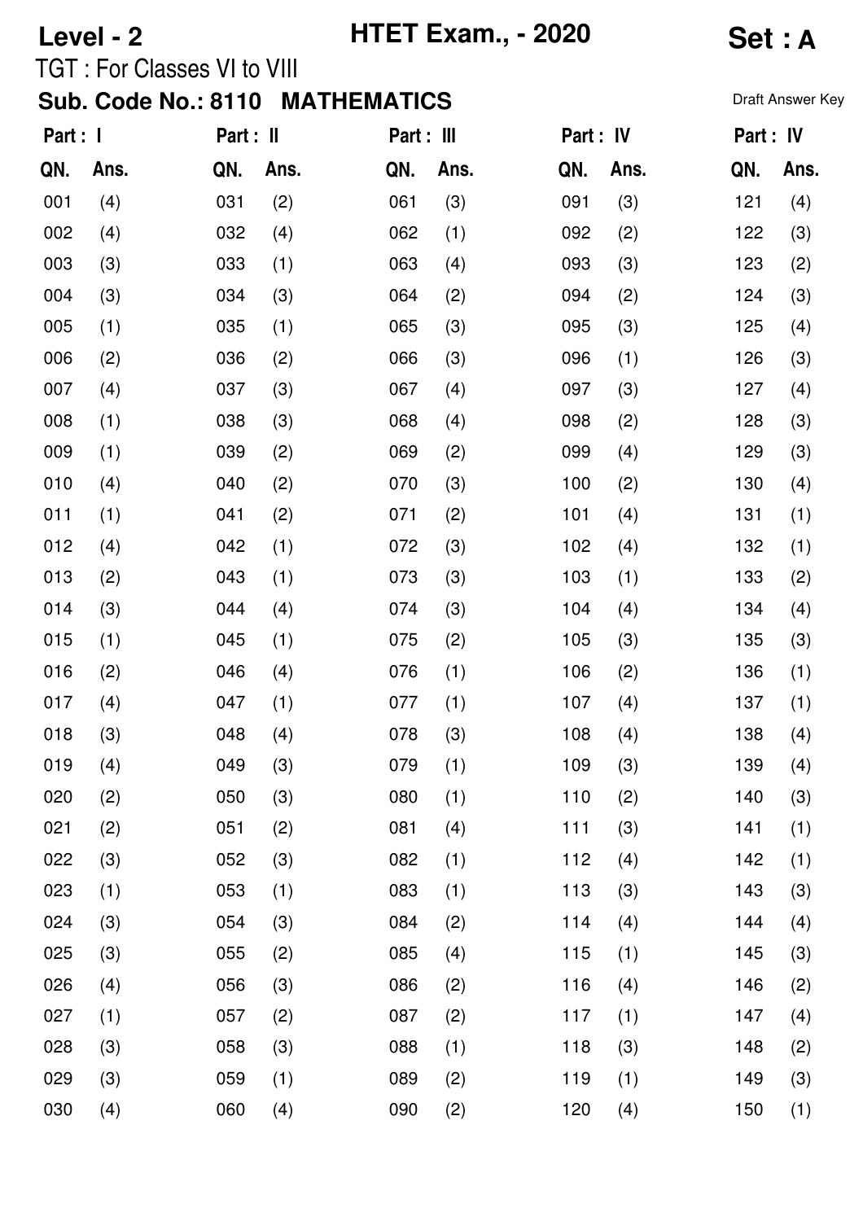**Level - 2** **HTET Exam., - 2020** **Set : A**

TGT : For Classes VI to VIII

## Sub. Code No.: 8110 MATHEMATICS

Draft Answer Key

| Part : I | | Part : II | | Part : III | | Part : IV | | Part : IV | |
|---|---|---|---|---|---|---|---|---|---|
| QN. | Ans. | QN. | Ans. | QN. | Ans. | QN. | Ans. | QN. | Ans. |
| 001 | (4) | 031 | (2) | 061 | (3) | 091 | (3) | 121 | (4) |
| 002 | (4) | 032 | (4) | 062 | (1) | 092 | (2) | 122 | (3) |
| 003 | (3) | 033 | (1) | 063 | (4) | 093 | (3) | 123 | (2) |
| 004 | (3) | 034 | (3) | 064 | (2) | 094 | (2) | 124 | (3) |
| 005 | (1) | 035 | (1) | 065 | (3) | 095 | (3) | 125 | (4) |
| 006 | (2) | 036 | (2) | 066 | (3) | 096 | (1) | 126 | (3) |
| 007 | (4) | 037 | (3) | 067 | (4) | 097 | (3) | 127 | (4) |
| 008 | (1) | 038 | (3) | 068 | (4) | 098 | (2) | 128 | (3) |
| 009 | (1) | 039 | (2) | 069 | (2) | 099 | (4) | 129 | (3) |
| 010 | (4) | 040 | (2) | 070 | (3) | 100 | (2) | 130 | (4) |
| 011 | (1) | 041 | (2) | 071 | (2) | 101 | (4) | 131 | (1) |
| 012 | (4) | 042 | (1) | 072 | (3) | 102 | (4) | 132 | (1) |
| 013 | (2) | 043 | (1) | 073 | (3) | 103 | (1) | 133 | (2) |
| 014 | (3) | 044 | (4) | 074 | (3) | 104 | (4) | 134 | (4) |
| 015 | (1) | 045 | (1) | 075 | (2) | 105 | (3) | 135 | (3) |
| 016 | (2) | 046 | (4) | 076 | (1) | 106 | (2) | 136 | (1) |
| 017 | (4) | 047 | (1) | 077 | (1) | 107 | (4) | 137 | (1) |
| 018 | (3) | 048 | (4) | 078 | (3) | 108 | (4) | 138 | (4) |
| 019 | (4) | 049 | (3) | 079 | (1) | 109 | (3) | 139 | (4) |
| 020 | (2) | 050 | (3) | 080 | (1) | 110 | (2) | 140 | (3) |
| 021 | (2) | 051 | (2) | 081 | (4) | 111 | (3) | 141 | (1) |
| 022 | (3) | 052 | (3) | 082 | (1) | 112 | (4) | 142 | (1) |
| 023 | (1) | 053 | (1) | 083 | (1) | 113 | (3) | 143 | (3) |
| 024 | (3) | 054 | (3) | 084 | (2) | 114 | (4) | 144 | (4) |
| 025 | (3) | 055 | (2) | 085 | (4) | 115 | (1) | 145 | (3) |
| 026 | (4) | 056 | (3) | 086 | (2) | 116 | (4) | 146 | (2) |
| 027 | (1) | 057 | (2) | 087 | (2) | 117 | (1) | 147 | (4) |
| 028 | (3) | 058 | (3) | 088 | (1) | 118 | (3) | 148 | (2) |
| 029 | (3) | 059 | (1) | 089 | (2) | 119 | (1) | 149 | (3) |
| 030 | (4) | 060 | (4) | 090 | (2) | 120 | (4) | 150 | (1) |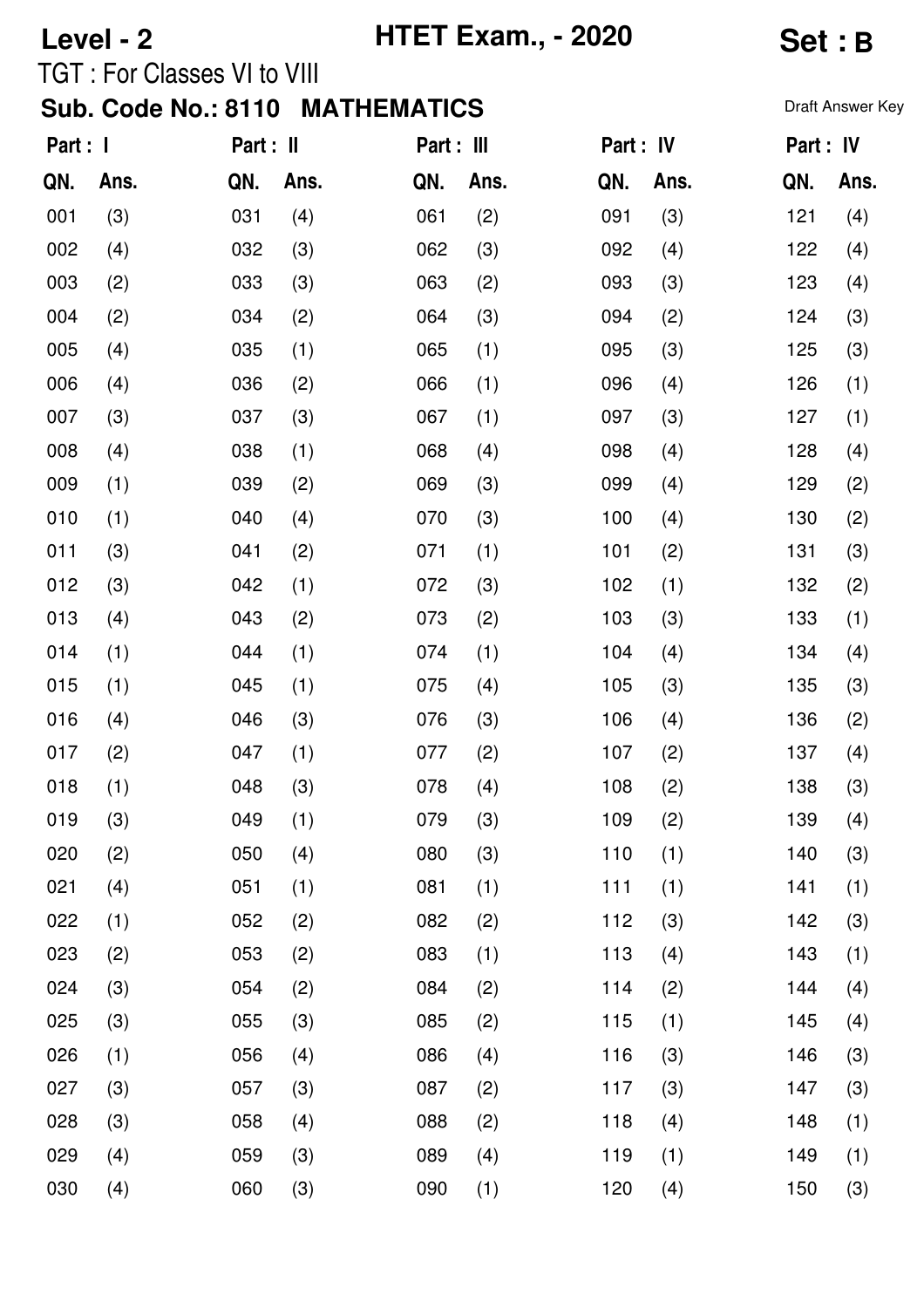**Level - 2** **HTET Exam., - 2020** **Set : B**

TGT : For Classes VI to VIII

**Sub. Code No.: 8110 MATHEMATICS**

Draft Answer Key

| Part : I | | Part : II | | Part : III | | Part : IV | | Part : IV | |
|---|---|---|---|---|---|---|---|---|---|
| **QN.** | **Ans.** | **QN.** | **Ans.** | **QN.** | **Ans.** | **QN.** | **Ans.** | **QN.** | **Ans.** |
| 001 | (3) | 031 | (4) | 061 | (2) | 091 | (3) | 121 | (4) |
| 002 | (4) | 032 | (3) | 062 | (3) | 092 | (4) | 122 | (4) |
| 003 | (2) | 033 | (3) | 063 | (2) | 093 | (3) | 123 | (4) |
| 004 | (2) | 034 | (2) | 064 | (3) | 094 | (2) | 124 | (3) |
| 005 | (4) | 035 | (1) | 065 | (1) | 095 | (3) | 125 | (3) |
| 006 | (4) | 036 | (2) | 066 | (1) | 096 | (4) | 126 | (1) |
| 007 | (3) | 037 | (3) | 067 | (1) | 097 | (3) | 127 | (1) |
| 008 | (4) | 038 | (1) | 068 | (4) | 098 | (4) | 128 | (4) |
| 009 | (1) | 039 | (2) | 069 | (3) | 099 | (4) | 129 | (2) |
| 010 | (1) | 040 | (4) | 070 | (3) | 100 | (4) | 130 | (2) |
| 011 | (3) | 041 | (2) | 071 | (1) | 101 | (2) | 131 | (3) |
| 012 | (3) | 042 | (1) | 072 | (3) | 102 | (1) | 132 | (2) |
| 013 | (4) | 043 | (2) | 073 | (2) | 103 | (3) | 133 | (1) |
| 014 | (1) | 044 | (1) | 074 | (1) | 104 | (4) | 134 | (4) |
| 015 | (1) | 045 | (1) | 075 | (4) | 105 | (3) | 135 | (3) |
| 016 | (4) | 046 | (3) | 076 | (3) | 106 | (4) | 136 | (2) |
| 017 | (2) | 047 | (1) | 077 | (2) | 107 | (2) | 137 | (4) |
| 018 | (1) | 048 | (3) | 078 | (4) | 108 | (2) | 138 | (3) |
| 019 | (3) | 049 | (1) | 079 | (3) | 109 | (2) | 139 | (4) |
| 020 | (2) | 050 | (4) | 080 | (3) | 110 | (1) | 140 | (3) |
| 021 | (4) | 051 | (1) | 081 | (1) | 111 | (1) | 141 | (1) |
| 022 | (1) | 052 | (2) | 082 | (2) | 112 | (3) | 142 | (3) |
| 023 | (2) | 053 | (2) | 083 | (1) | 113 | (4) | 143 | (1) |
| 024 | (3) | 054 | (2) | 084 | (2) | 114 | (2) | 144 | (4) |
| 025 | (3) | 055 | (3) | 085 | (2) | 115 | (1) | 145 | (4) |
| 026 | (1) | 056 | (4) | 086 | (4) | 116 | (3) | 146 | (3) |
| 027 | (3) | 057 | (3) | 087 | (2) | 117 | (3) | 147 | (3) |
| 028 | (3) | 058 | (4) | 088 | (2) | 118 | (4) | 148 | (1) |
| 029 | (4) | 059 | (3) | 089 | (4) | 119 | (1) | 149 | (1) |
| 030 | (4) | 060 | (3) | 090 | (1) | 120 | (4) | 150 | (3) |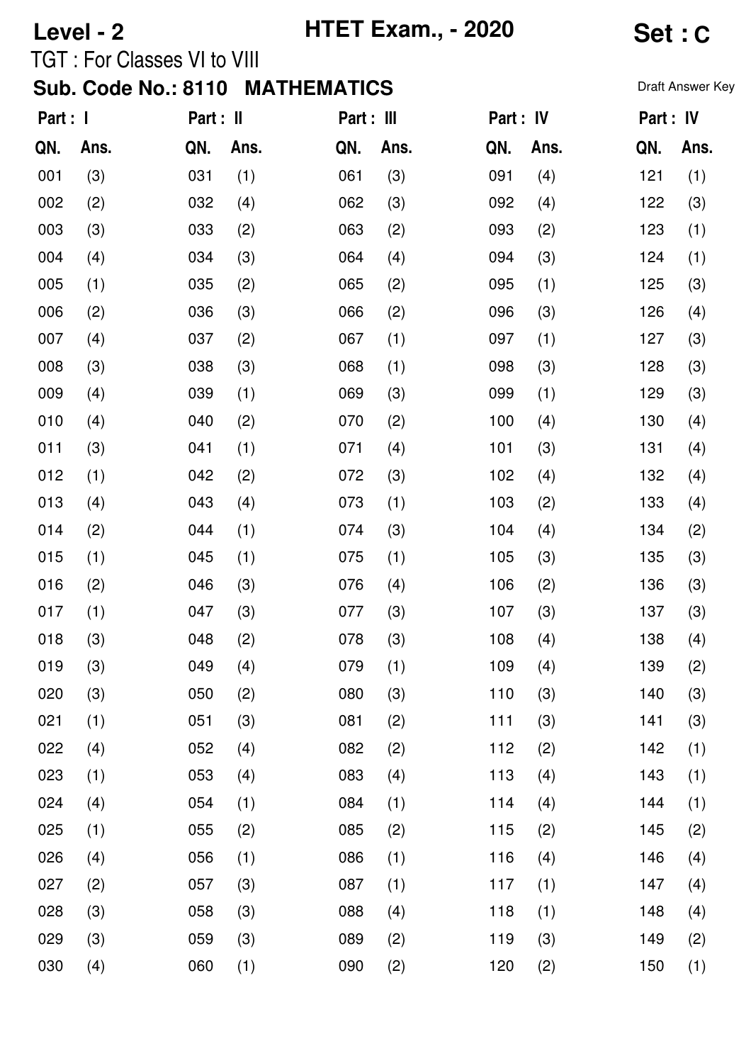**Level - 2** **HTET Exam., - 2020** **Set : C**

TGT : For Classes VI to VIII

## Sub. Code No.: 8110 MATHEMATICS

Draft Answer Key

| Part : I | | Part : II | | Part : III | | Part : IV | | Part : IV | |
|---|---|---|---|---|---|---|---|---|---|
| QN. | Ans. | QN. | Ans. | QN. | Ans. | QN. | Ans. | QN. | Ans. |
| 001 | (3) | 031 | (1) | 061 | (3) | 091 | (4) | 121 | (1) |
| 002 | (2) | 032 | (4) | 062 | (3) | 092 | (4) | 122 | (3) |
| 003 | (3) | 033 | (2) | 063 | (2) | 093 | (2) | 123 | (1) |
| 004 | (4) | 034 | (3) | 064 | (4) | 094 | (3) | 124 | (1) |
| 005 | (1) | 035 | (2) | 065 | (2) | 095 | (1) | 125 | (3) |
| 006 | (2) | 036 | (3) | 066 | (2) | 096 | (3) | 126 | (4) |
| 007 | (4) | 037 | (2) | 067 | (1) | 097 | (1) | 127 | (3) |
| 008 | (3) | 038 | (3) | 068 | (1) | 098 | (3) | 128 | (3) |
| 009 | (4) | 039 | (1) | 069 | (3) | 099 | (1) | 129 | (3) |
| 010 | (4) | 040 | (2) | 070 | (2) | 100 | (4) | 130 | (4) |
| 011 | (3) | 041 | (1) | 071 | (4) | 101 | (3) | 131 | (4) |
| 012 | (1) | 042 | (2) | 072 | (3) | 102 | (4) | 132 | (4) |
| 013 | (4) | 043 | (4) | 073 | (1) | 103 | (2) | 133 | (4) |
| 014 | (2) | 044 | (1) | 074 | (3) | 104 | (4) | 134 | (2) |
| 015 | (1) | 045 | (1) | 075 | (1) | 105 | (3) | 135 | (3) |
| 016 | (2) | 046 | (3) | 076 | (4) | 106 | (2) | 136 | (3) |
| 017 | (1) | 047 | (3) | 077 | (3) | 107 | (3) | 137 | (3) |
| 018 | (3) | 048 | (2) | 078 | (3) | 108 | (4) | 138 | (4) |
| 019 | (3) | 049 | (4) | 079 | (1) | 109 | (4) | 139 | (2) |
| 020 | (3) | 050 | (2) | 080 | (3) | 110 | (3) | 140 | (3) |
| 021 | (1) | 051 | (3) | 081 | (2) | 111 | (3) | 141 | (3) |
| 022 | (4) | 052 | (4) | 082 | (2) | 112 | (2) | 142 | (1) |
| 023 | (1) | 053 | (4) | 083 | (4) | 113 | (4) | 143 | (1) |
| 024 | (4) | 054 | (1) | 084 | (1) | 114 | (4) | 144 | (1) |
| 025 | (1) | 055 | (2) | 085 | (2) | 115 | (2) | 145 | (2) |
| 026 | (4) | 056 | (1) | 086 | (1) | 116 | (4) | 146 | (4) |
| 027 | (2) | 057 | (3) | 087 | (1) | 117 | (1) | 147 | (4) |
| 028 | (3) | 058 | (3) | 088 | (4) | 118 | (1) | 148 | (4) |
| 029 | (3) | 059 | (3) | 089 | (2) | 119 | (3) | 149 | (2) |
| 030 | (4) | 060 | (1) | 090 | (2) | 120 | (2) | 150 | (1) |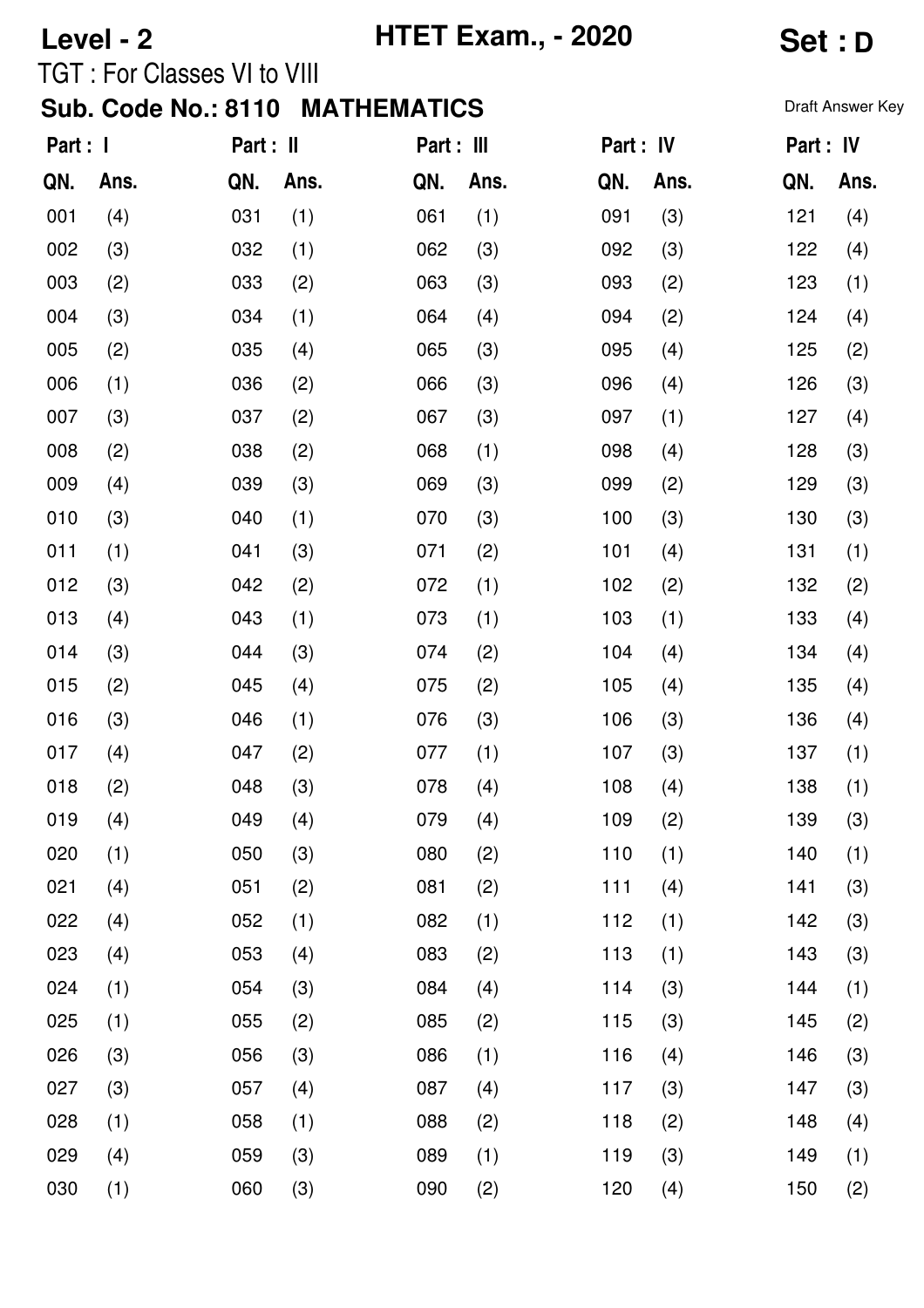**Level - 2** **HTET Exam., - 2020** **Set : D**

TGT : For Classes VI to VIII

**Sub. Code No.: 8110 MATHEMATICS**

Draft Answer Key

| Part : I | | Part : II | | Part : III | | Part : IV | | Part : IV | |
|---|---|---|---|---|---|---|---|---|---|
| QN. | Ans. | QN. | Ans. | QN. | Ans. | QN. | Ans. | QN. | Ans. |
| 001 | (4) | 031 | (1) | 061 | (1) | 091 | (3) | 121 | (4) |
| 002 | (3) | 032 | (1) | 062 | (3) | 092 | (3) | 122 | (4) |
| 003 | (2) | 033 | (2) | 063 | (3) | 093 | (2) | 123 | (1) |
| 004 | (3) | 034 | (1) | 064 | (4) | 094 | (2) | 124 | (4) |
| 005 | (2) | 035 | (4) | 065 | (3) | 095 | (4) | 125 | (2) |
| 006 | (1) | 036 | (2) | 066 | (3) | 096 | (4) | 126 | (3) |
| 007 | (3) | 037 | (2) | 067 | (3) | 097 | (1) | 127 | (4) |
| 008 | (2) | 038 | (2) | 068 | (1) | 098 | (4) | 128 | (3) |
| 009 | (4) | 039 | (3) | 069 | (3) | 099 | (2) | 129 | (3) |
| 010 | (3) | 040 | (1) | 070 | (3) | 100 | (3) | 130 | (3) |
| 011 | (1) | 041 | (3) | 071 | (2) | 101 | (4) | 131 | (1) |
| 012 | (3) | 042 | (2) | 072 | (1) | 102 | (2) | 132 | (2) |
| 013 | (4) | 043 | (1) | 073 | (1) | 103 | (1) | 133 | (4) |
| 014 | (3) | 044 | (3) | 074 | (2) | 104 | (4) | 134 | (4) |
| 015 | (2) | 045 | (4) | 075 | (2) | 105 | (4) | 135 | (4) |
| 016 | (3) | 046 | (1) | 076 | (3) | 106 | (3) | 136 | (4) |
| 017 | (4) | 047 | (2) | 077 | (1) | 107 | (3) | 137 | (1) |
| 018 | (2) | 048 | (3) | 078 | (4) | 108 | (4) | 138 | (1) |
| 019 | (4) | 049 | (4) | 079 | (4) | 109 | (2) | 139 | (3) |
| 020 | (1) | 050 | (3) | 080 | (2) | 110 | (1) | 140 | (1) |
| 021 | (4) | 051 | (2) | 081 | (2) | 111 | (4) | 141 | (3) |
| 022 | (4) | 052 | (1) | 082 | (1) | 112 | (1) | 142 | (3) |
| 023 | (4) | 053 | (4) | 083 | (2) | 113 | (1) | 143 | (3) |
| 024 | (1) | 054 | (3) | 084 | (4) | 114 | (3) | 144 | (1) |
| 025 | (1) | 055 | (2) | 085 | (2) | 115 | (3) | 145 | (2) |
| 026 | (3) | 056 | (3) | 086 | (1) | 116 | (4) | 146 | (3) |
| 027 | (3) | 057 | (4) | 087 | (4) | 117 | (3) | 147 | (3) |
| 028 | (1) | 058 | (1) | 088 | (2) | 118 | (2) | 148 | (4) |
| 029 | (4) | 059 | (3) | 089 | (1) | 119 | (3) | 149 | (1) |
| 030 | (1) | 060 | (3) | 090 | (2) | 120 | (4) | 150 | (2) |